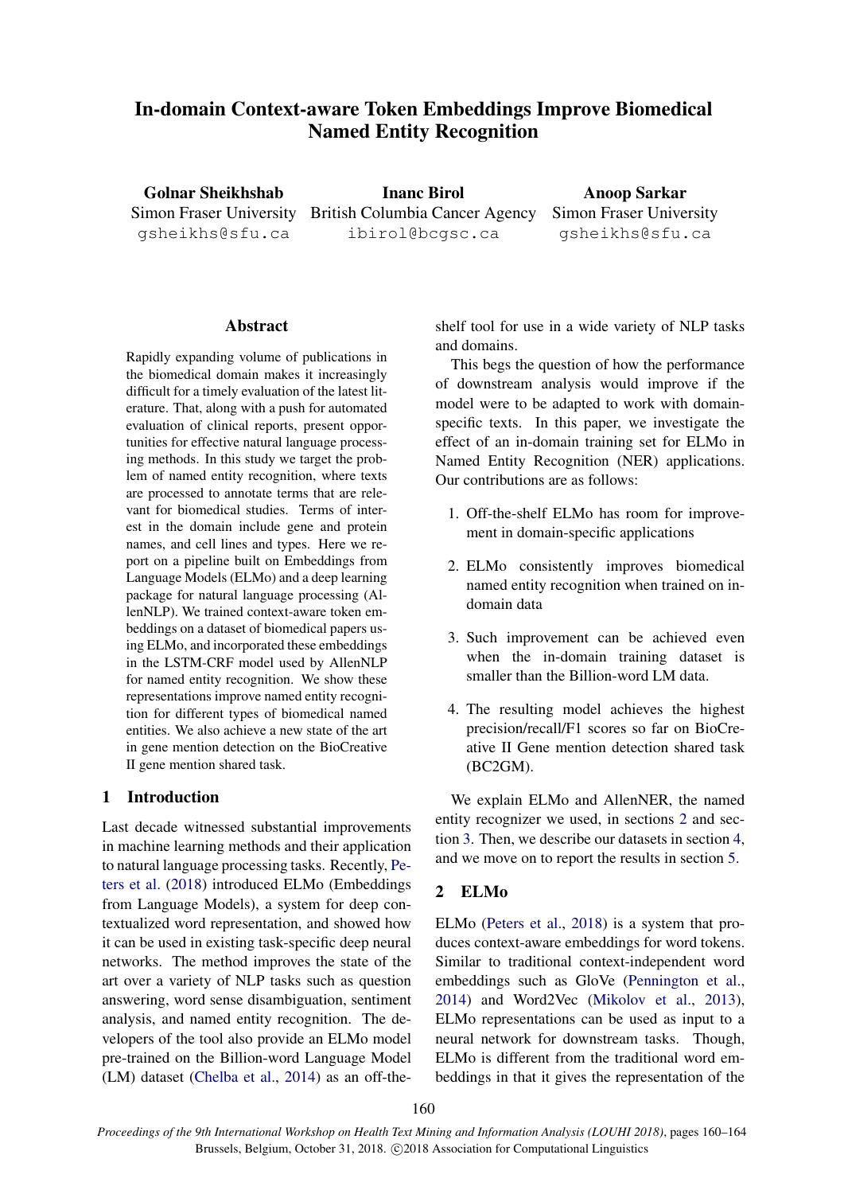# In-domain Context-aware Token Embeddings Improve Biomedical Named Entity Recognition

**Golnar Sheikhshab**
Simon Fraser University
gsheikhs@sfu.ca

**Inanc Birol**
British Columbia Cancer Agency
ibirol@bcgsc.ca

**Anoop Sarkar**
Simon Fraser University
gsheikhs@sfu.ca

## Abstract

Rapidly expanding volume of publications in the biomedical domain makes it increasingly difficult for a timely evaluation of the latest literature. That, along with a push for automated evaluation of clinical reports, present opportunities for effective natural language processing methods. In this study we target the problem of named entity recognition, where texts are processed to annotate terms that are relevant for biomedical studies. Terms of interest in the domain include gene and protein names, and cell lines and types. Here we report on a pipeline built on Embeddings from Language Models (ELMo) and a deep learning package for natural language processing (AllenNLP). We trained context-aware token embeddings on a dataset of biomedical papers using ELMo, and incorporated these embeddings in the LSTM-CRF model used by AllenNLP for named entity recognition. We show these representations improve named entity recognition for different types of biomedical named entities. We also achieve a new state of the art in gene mention detection on the BioCreative II gene mention shared task.

## 1 Introduction

Last decade witnessed substantial improvements in machine learning methods and their application to natural language processing tasks. Recently, Peters et al. (2018) introduced ELMo (Embeddings from Language Models), a system for deep contextualized word representation, and showed how it can be used in existing task-specific deep neural networks. The method improves the state of the art over a variety of NLP tasks such as question answering, word sense disambiguation, sentiment analysis, and named entity recognition. The developers of the tool also provide an ELMo model pre-trained on the Billion-word Language Model (LM) dataset (Chelba et al., 2014) as an off-the-shelf tool for use in a wide variety of NLP tasks and domains.

This begs the question of how the performance of downstream analysis would improve if the model were to be adapted to work with domain-specific texts. In this paper, we investigate the effect of an in-domain training set for ELMo in Named Entity Recognition (NER) applications. Our contributions are as follows:

1. Off-the-shelf ELMo has room for improvement in domain-specific applications
2. ELMo consistently improves biomedical named entity recognition when trained on in-domain data
3. Such improvement can be achieved even when the in-domain training dataset is smaller than the Billion-word LM data.
4. The resulting model achieves the highest precision/recall/F1 scores so far on BioCreative II Gene mention detection shared task (BC2GM).

We explain ELMo and AllenNER, the named entity recognizer we used, in sections 2 and section 3. Then, we describe our datasets in section 4, and we move on to report the results in section 5.

## 2 ELMo

ELMo (Peters et al., 2018) is a system that produces context-aware embeddings for word tokens. Similar to traditional context-independent word embeddings such as GloVe (Pennington et al., 2014) and Word2Vec (Mikolov et al., 2013), ELMo representations can be used as input to a neural network for downstream tasks. Though, ELMo is different from the traditional word embeddings in that it gives the representation of the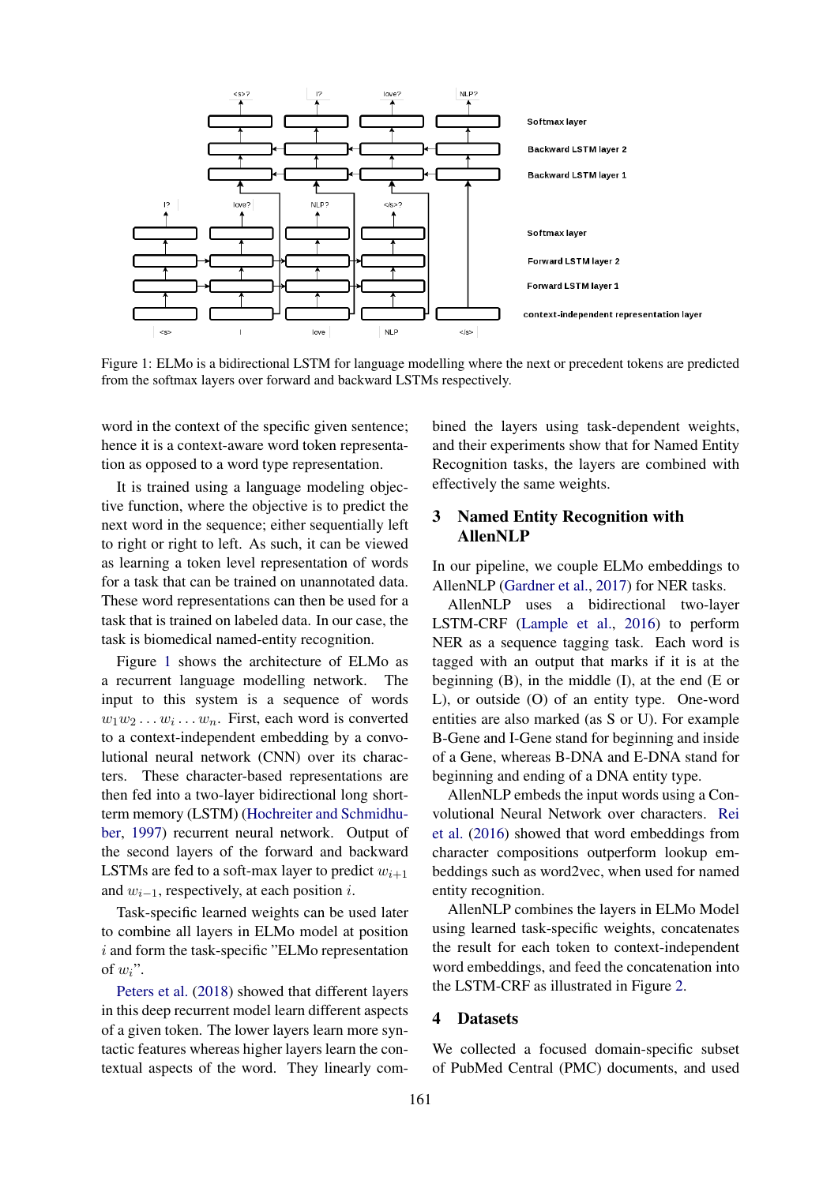Figure 1: ELMo is a bidirectional LSTM for language modelling where the next or precedent tokens are predicted from the softmax layers over forward and backward LSTMs respectively.

word in the context of the specific given sentence; hence it is a context-aware word token representation as opposed to a word type representation.

It is trained using a language modeling objective function, where the objective is to predict the next word in the sequence; either sequentially left to right or right to left. As such, it can be viewed as learning a token level representation of words for a task that can be trained on unannotated data. These word representations can then be used for a task that is trained on labeled data. In our case, the task is biomedical named-entity recognition.

Figure 1 shows the architecture of ELMo as a recurrent language modelling network. The input to this system is a sequence of words $w_1 w_2 \ldots w_i \ldots w_n$. First, each word is converted to a context-independent embedding by a convolutional neural network (CNN) over its characters. These character-based representations are then fed into a two-layer bidirectional long short-term memory (LSTM) (Hochreiter and Schmidhuber, 1997) recurrent neural network. Output of the second layers of the forward and backward LSTMs are fed to a soft-max layer to predict $w_{i+1}$ and $w_{i-1}$, respectively, at each position $i$.

Task-specific learned weights can be used later to combine all layers in ELMo model at position $i$ and form the task-specific "ELMo representation of $w_i$".

Peters et al. (2018) showed that different layers in this deep recurrent model learn different aspects of a given token. The lower layers learn more syntactic features whereas higher layers learn the contextual aspects of the word. They linearly combined the layers using task-dependent weights, and their experiments show that for Named Entity Recognition tasks, the layers are combined with effectively the same weights.

## 3 Named Entity Recognition with AllenNLP

In our pipeline, we couple ELMo embeddings to AllenNLP (Gardner et al., 2017) for NER tasks.

AllenNLP uses a bidirectional two-layer LSTM-CRF (Lample et al., 2016) to perform NER as a sequence tagging task. Each word is tagged with an output that marks if it is at the beginning (B), in the middle (I), at the end (E or L), or outside (O) of an entity type. One-word entities are also marked (as S or U). For example B-Gene and I-Gene stand for beginning and inside of a Gene, whereas B-DNA and E-DNA stand for beginning and ending of a DNA entity type.

AllenNLP embeds the input words using a Convolutional Neural Network over characters. Rei et al. (2016) showed that word embeddings from character compositions outperform lookup embeddings such as word2vec, when used for named entity recognition.

AllenNLP combines the layers in ELMo Model using learned task-specific weights, concatenates the result for each token to context-independent word embeddings, and feed the concatenation into the LSTM-CRF as illustrated in Figure 2.

## 4 Datasets

We collected a focused domain-specific subset of PubMed Central (PMC) documents, and used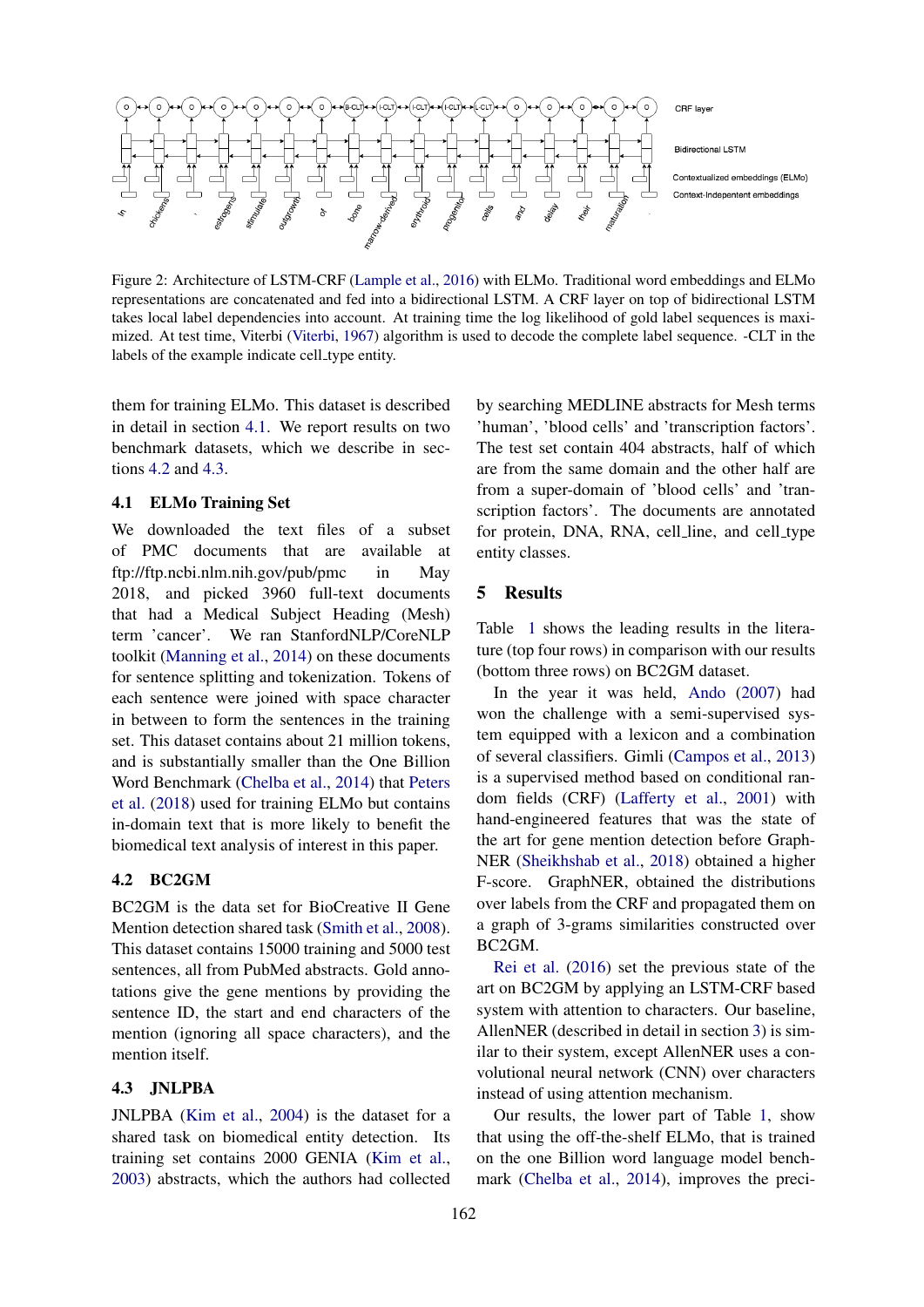Figure 2: Architecture of LSTM-CRF (Lample et al., 2016) with ELMo. Traditional word embeddings and ELMo representations are concatenated and fed into a bidirectional LSTM. A CRF layer on top of bidirectional LSTM takes local label dependencies into account. At training time the log likelihood of gold label sequences is maximized. At test time, Viterbi (Viterbi, 1967) algorithm is used to decode the complete label sequence. -CLT in the labels of the example indicate cell_type entity.

them for training ELMo. This dataset is described in detail in section 4.1. We report results on two benchmark datasets, which we describe in sections 4.2 and 4.3.

### 4.1 ELMo Training Set

We downloaded the text files of a subset of PMC documents that are available at ftp://ftp.ncbi.nlm.nih.gov/pub/pmc in May 2018, and picked 3960 full-text documents that had a Medical Subject Heading (Mesh) term 'cancer'. We ran StanfordNLP/CoreNLP toolkit (Manning et al., 2014) on these documents for sentence splitting and tokenization. Tokens of each sentence were joined with space character in between to form the sentences in the training set. This dataset contains about 21 million tokens, and is substantially smaller than the One Billion Word Benchmark (Chelba et al., 2014) that Peters et al. (2018) used for training ELMo but contains in-domain text that is more likely to benefit the biomedical text analysis of interest in this paper.

### 4.2 BC2GM

BC2GM is the data set for BioCreative II Gene Mention detection shared task (Smith et al., 2008). This dataset contains 15000 training and 5000 test sentences, all from PubMed abstracts. Gold annotations give the gene mentions by providing the sentence ID, the start and end characters of the mention (ignoring all space characters), and the mention itself.

### 4.3 JNLPBA

JNLPBA (Kim et al., 2004) is the dataset for a shared task on biomedical entity detection. Its training set contains 2000 GENIA (Kim et al., 2003) abstracts, which the authors had collected by searching MEDLINE abstracts for Mesh terms 'human', 'blood cells' and 'transcription factors'. The test set contain 404 abstracts, half of which are from the same domain and the other half are from a super-domain of 'blood cells' and 'transcription factors'. The documents are annotated for protein, DNA, RNA, cell_line, and cell_type entity classes.

## 5 Results

Table 1 shows the leading results in the literature (top four rows) in comparison with our results (bottom three rows) on BC2GM dataset.

In the year it was held, Ando (2007) had won the challenge with a semi-supervised system equipped with a lexicon and a combination of several classifiers. Gimli (Campos et al., 2013) is a supervised method based on conditional random fields (CRF) (Lafferty et al., 2001) with hand-engineered features that was the state of the art for gene mention detection before GraphNER (Sheikhshab et al., 2018) obtained a higher F-score. GraphNER, obtained the distributions over labels from the CRF and propagated them on a graph of 3-grams similarities constructed over BC2GM.

Rei et al. (2016) set the previous state of the art on BC2GM by applying an LSTM-CRF based system with attention to characters. Our baseline, AllenNER (described in detail in section 3) is similar to their system, except AllenNER uses a convolutional neural network (CNN) over characters instead of using attention mechanism.

Our results, the lower part of Table 1, show that using the off-the-shelf ELMo, that is trained on the one Billion word language model benchmark (Chelba et al., 2014), improves the preci-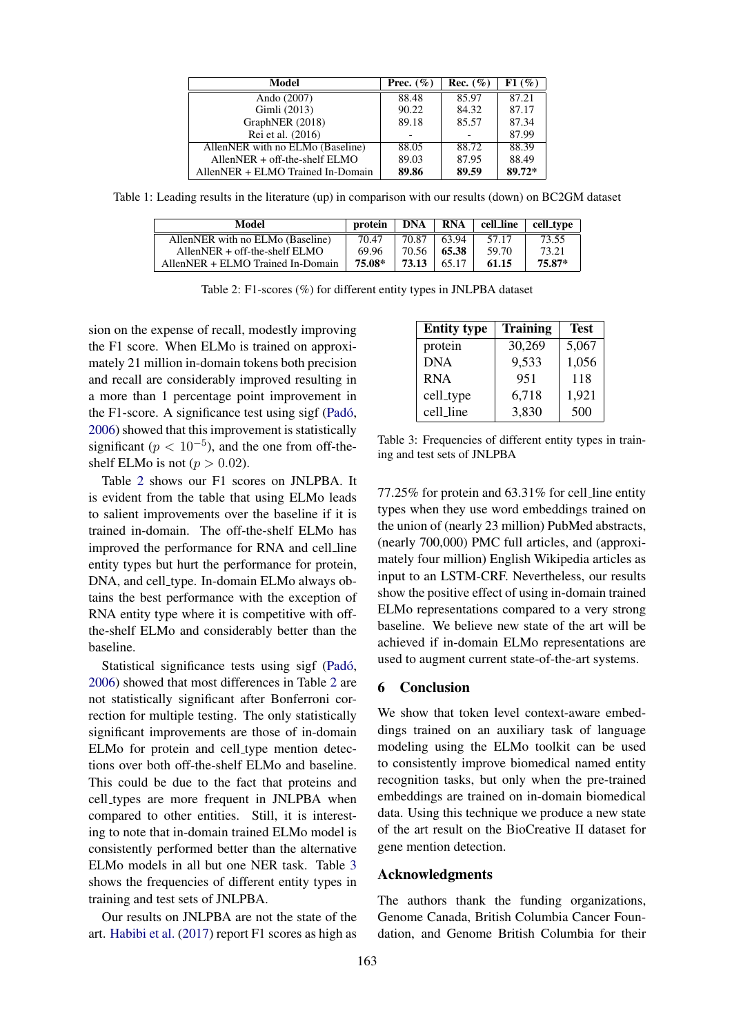| Model | Prec. (%) | Rec. (%) | F1 (%) |
|---|---|---|---|
| Ando (2007) | 88.48 | 85.97 | 87.21 |
| Gimli (2013) | 90.22 | 84.32 | 87.17 |
| GraphNER (2018) | 89.18 | 85.57 | 87.34 |
| Rei et al. (2016) | - | - | 87.99 |
| AllenNER with no ELMo (Baseline) | 88.05 | 88.72 | 88.39 |
| AllenNER + off-the-shelf ELMO | 89.03 | 87.95 | 88.49 |
| AllenNER + ELMO Trained In-Domain | **89.86** | **89.59** | **89.72*** |

Table 1: Leading results in the literature (up) in comparison with our results (down) on BC2GM dataset

| Model | protein | DNA | RNA | cell_line | cell_type |
|---|---|---|---|---|---|
| AllenNER with no ELMo (Baseline) | 70.47 | 70.87 | 63.94 | 57.17 | 73.55 |
| AllenNER + off-the-shelf ELMO | 69.96 | 70.56 | **65.38** | 59.70 | 73.21 |
| AllenNER + ELMO Trained In-Domain | **75.08*** | **73.13** | 65.17 | **61.15** | **75.87*** |

Table 2: F1-scores (%) for different entity types in JNLPBA dataset

sion on the expense of recall, modestly improving the F1 score. When ELMo is trained on approximately 21 million in-domain tokens both precision and recall are considerably improved resulting in a more than 1 percentage point improvement in the F1-score. A significance test using sigf (Padó, 2006) showed that this improvement is statistically significant ($p < 10^{-5}$), and the one from off-the-shelf ELMo is not ($p > 0.02$).

Table 2 shows our F1 scores on JNLPBA. It is evident from the table that using ELMo leads to salient improvements over the baseline if it is trained in-domain. The off-the-shelf ELMo has improved the performance for RNA and cell_line entity types but hurt the performance for protein, DNA, and cell_type. In-domain ELMo always obtains the best performance with the exception of RNA entity type where it is competitive with off-the-shelf ELMo and considerably better than the baseline.

Statistical significance tests using sigf (Padó, 2006) showed that most differences in Table 2 are not statistically significant after Bonferroni correction for multiple testing. The only statistically significant improvements are those of in-domain ELMo for protein and cell_type mention detections over both off-the-shelf ELMo and baseline. This could be due to the fact that proteins and cell_types are more frequent in JNLPBA when compared to other entities. Still, it is interesting to note that in-domain trained ELMo model is consistently performed better than the alternative ELMo models in all but one NER task. Table 3 shows the frequencies of different entity types in training and test sets of JNLPBA.

Our results on JNLPBA are not the state of the art. Habibi et al. (2017) report F1 scores as high as 77.25% for protein and 63.31% for cell_line entity types when they use word embeddings trained on the union of (nearly 23 million) PubMed abstracts, (nearly 700,000) PMC full articles, and (approximately four million) English Wikipedia articles as input to an LSTM-CRF. Nevertheless, our results show the positive effect of using in-domain trained ELMo representations compared to a very strong baseline. We believe new state of the art will be achieved if in-domain ELMo representations are used to augment current state-of-the-art systems.

| Entity type | Training | Test |
|---|---|---|
| protein | 30,269 | 5,067 |
| DNA | 9,533 | 1,056 |
| RNA | 951 | 118 |
| cell_type | 6,718 | 1,921 |
| cell_line | 3,830 | 500 |

Table 3: Frequencies of different entity types in training and test sets of JNLPBA

## 6 Conclusion

We show that token level context-aware embeddings trained on an auxiliary task of language modeling using the ELMo toolkit can be used to consistently improve biomedical named entity recognition tasks, but only when the pre-trained embeddings are trained on in-domain biomedical data. Using this technique we produce a new state of the art result on the BioCreative II dataset for gene mention detection.

## Acknowledgments

The authors thank the funding organizations, Genome Canada, British Columbia Cancer Foundation, and Genome British Columbia for their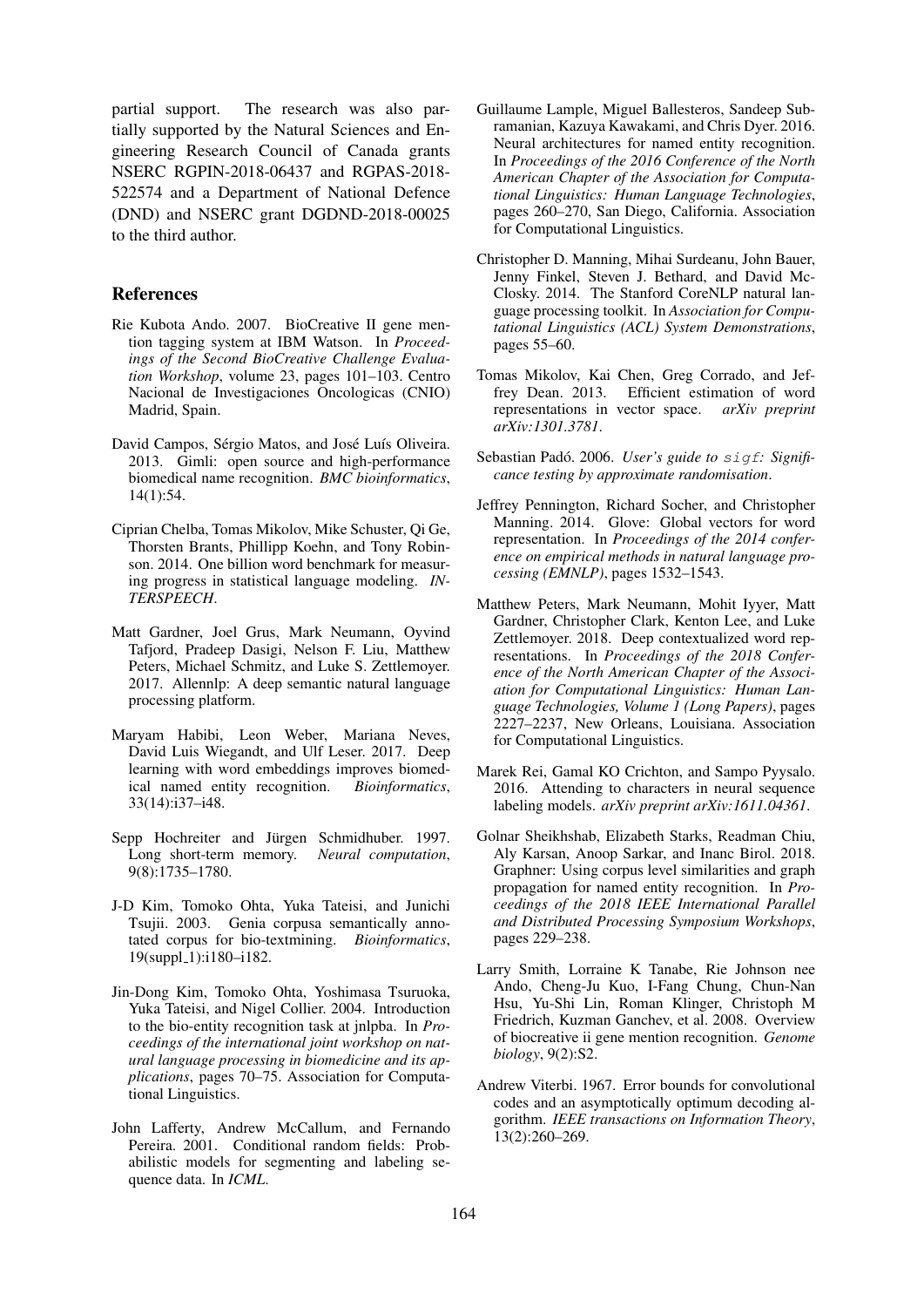partial support. The research was also partially supported by the Natural Sciences and Engineering Research Council of Canada grants NSERC RGPIN-2018-06437 and RGPAS-2018-522574 and a Department of National Defence (DND) and NSERC grant DGDND-2018-00025 to the third author.

## References

Rie Kubota Ando. 2007. BioCreative II gene mention tagging system at IBM Watson. In *Proceedings of the Second BioCreative Challenge Evaluation Workshop*, volume 23, pages 101–103. Centro Nacional de Investigaciones Oncologicas (CNIO) Madrid, Spain.

David Campos, Sérgio Matos, and José Luís Oliveira. 2013. Gimli: open source and high-performance biomedical name recognition. *BMC bioinformatics*, 14(1):54.

Ciprian Chelba, Tomas Mikolov, Mike Schuster, Qi Ge, Thorsten Brants, Phillipp Koehn, and Tony Robinson. 2014. One billion word benchmark for measuring progress in statistical language modeling. *INTERSPEECH*.

Matt Gardner, Joel Grus, Mark Neumann, Oyvind Tafjord, Pradeep Dasigi, Nelson F. Liu, Matthew Peters, Michael Schmitz, and Luke S. Zettlemoyer. 2017. Allennlp: A deep semantic natural language processing platform.

Maryam Habibi, Leon Weber, Mariana Neves, David Luis Wiegandt, and Ulf Leser. 2017. Deep learning with word embeddings improves biomedical named entity recognition. *Bioinformatics*, 33(14):i37–i48.

Sepp Hochreiter and Jürgen Schmidhuber. 1997. Long short-term memory. *Neural computation*, 9(8):1735–1780.

J-D Kim, Tomoko Ohta, Yuka Tateisi, and Junichi Tsujii. 2003. Genia corpusa semantically annotated corpus for bio-textmining. *Bioinformatics*, 19(suppl_1):i180–i182.

Jin-Dong Kim, Tomoko Ohta, Yoshimasa Tsuruoka, Yuka Tateisi, and Nigel Collier. 2004. Introduction to the bio-entity recognition task at jnlpba. In *Proceedings of the international joint workshop on natural language processing in biomedicine and its applications*, pages 70–75. Association for Computational Linguistics.

John Lafferty, Andrew McCallum, and Fernando Pereira. 2001. Conditional random fields: Probabilistic models for segmenting and labeling sequence data. In *ICML*.

Guillaume Lample, Miguel Ballesteros, Sandeep Subramanian, Kazuya Kawakami, and Chris Dyer. 2016. Neural architectures for named entity recognition. In *Proceedings of the 2016 Conference of the North American Chapter of the Association for Computational Linguistics: Human Language Technologies*, pages 260–270, San Diego, California. Association for Computational Linguistics.

Christopher D. Manning, Mihai Surdeanu, John Bauer, Jenny Finkel, Steven J. Bethard, and David McClosky. 2014. The Stanford CoreNLP natural language processing toolkit. In *Association for Computational Linguistics (ACL) System Demonstrations*, pages 55–60.

Tomas Mikolov, Kai Chen, Greg Corrado, and Jeffrey Dean. 2013. Efficient estimation of word representations in vector space. *arXiv preprint arXiv:1301.3781*.

Sebastian Padó. 2006. *User's guide to `sigf`: Significance testing by approximate randomisation*.

Jeffrey Pennington, Richard Socher, and Christopher Manning. 2014. Glove: Global vectors for word representation. In *Proceedings of the 2014 conference on empirical methods in natural language processing (EMNLP)*, pages 1532–1543.

Matthew Peters, Mark Neumann, Mohit Iyyer, Matt Gardner, Christopher Clark, Kenton Lee, and Luke Zettlemoyer. 2018. Deep contextualized word representations. In *Proceedings of the 2018 Conference of the North American Chapter of the Association for Computational Linguistics: Human Language Technologies, Volume 1 (Long Papers)*, pages 2227–2237, New Orleans, Louisiana. Association for Computational Linguistics.

Marek Rei, Gamal KO Crichton, and Sampo Pyysalo. 2016. Attending to characters in neural sequence labeling models. *arXiv preprint arXiv:1611.04361*.

Golnar Sheikhshab, Elizabeth Starks, Readman Chiu, Aly Karsan, Anoop Sarkar, and Inanc Birol. 2018. Graphner: Using corpus level similarities and graph propagation for named entity recognition. In *Proceedings of the 2018 IEEE International Parallel and Distributed Processing Symposium Workshops*, pages 229–238.

Larry Smith, Lorraine K Tanabe, Rie Johnson nee Ando, Cheng-Ju Kuo, I-Fang Chung, Chun-Nan Hsu, Yu-Shi Lin, Roman Klinger, Christoph M Friedrich, Kuzman Ganchev, et al. 2008. Overview of biocreative ii gene mention recognition. *Genome biology*, 9(2):S2.

Andrew Viterbi. 1967. Error bounds for convolutional codes and an asymptotically optimum decoding algorithm. *IEEE transactions on Information Theory*, 13(2):260–269.